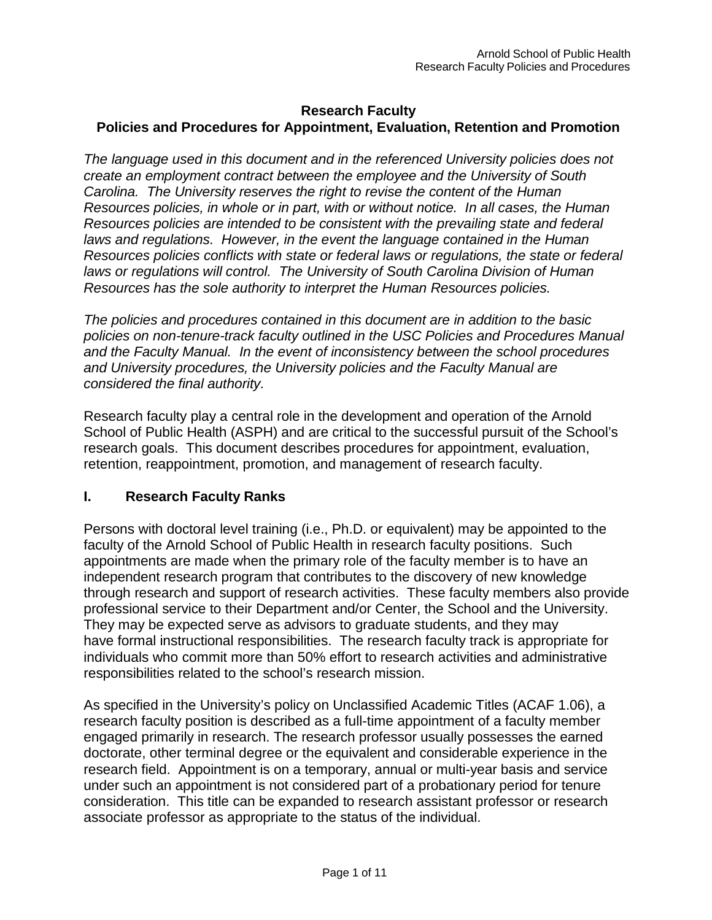# Research Faculty
## Policies and Procedures for Appointment, Evaluation, Retention and Promotion

*The language used in this document and in the referenced University policies does not create an employment contract between the employee and the University of South Carolina. The University reserves the right to revise the content of the Human Resources policies, in whole or in part, with or without notice. In all cases, the Human Resources policies are intended to be consistent with the prevailing state and federal laws and regulations. However, in the event the language contained in the Human Resources policies conflicts with state or federal laws or regulations, the state or federal laws or regulations will control. The University of South Carolina Division of Human Resources has the sole authority to interpret the Human Resources policies.*

*The policies and procedures contained in this document are in addition to the basic policies on non-tenure-track faculty outlined in the USC Policies and Procedures Manual and the Faculty Manual. In the event of inconsistency between the school procedures and University procedures, the University policies and the Faculty Manual are considered the final authority.*

Research faculty play a central role in the development and operation of the Arnold School of Public Health (ASPH) and are critical to the successful pursuit of the School's research goals. This document describes procedures for appointment, evaluation, retention, reappointment, promotion, and management of research faculty.

## I. Research Faculty Ranks

Persons with doctoral level training (i.e., Ph.D. or equivalent) may be appointed to the faculty of the Arnold School of Public Health in research faculty positions. Such appointments are made when the primary role of the faculty member is to have an independent research program that contributes to the discovery of new knowledge through research and support of research activities. These faculty members also provide professional service to their Department and/or Center, the School and the University. They may be expected serve as advisors to graduate students, and they may have formal instructional responsibilities. The research faculty track is appropriate for individuals who commit more than 50% effort to research activities and administrative responsibilities related to the school's research mission.

As specified in the University's policy on Unclassified Academic Titles (ACAF 1.06), a research faculty position is described as a full-time appointment of a faculty member engaged primarily in research. The research professor usually possesses the earned doctorate, other terminal degree or the equivalent and considerable experience in the research field. Appointment is on a temporary, annual or multi-year basis and service under such an appointment is not considered part of a probationary period for tenure consideration. This title can be expanded to research assistant professor or research associate professor as appropriate to the status of the individual.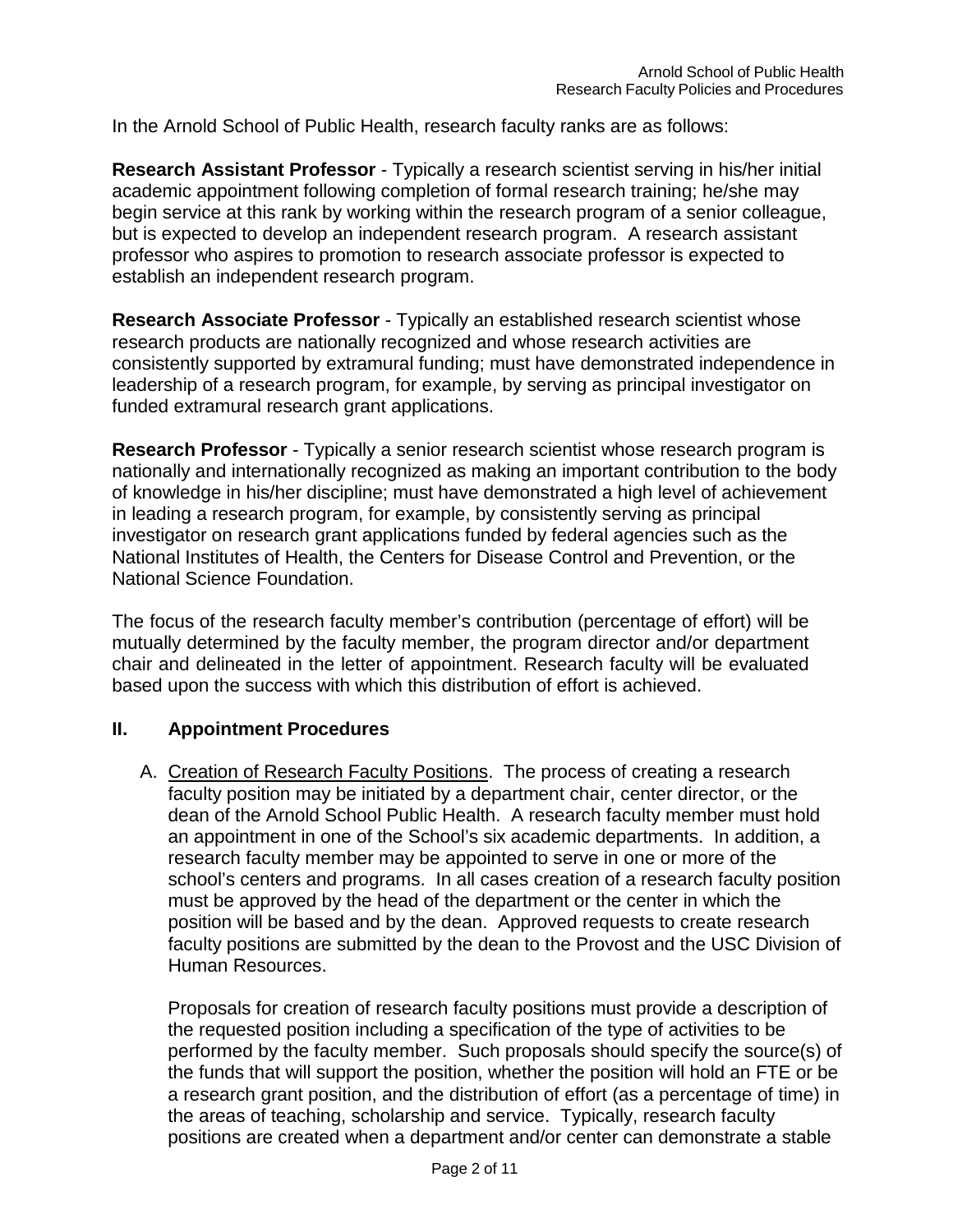In the Arnold School of Public Health, research faculty ranks are as follows:

**Research Assistant Professor** - Typically a research scientist serving in his/her initial academic appointment following completion of formal research training; he/she may begin service at this rank by working within the research program of a senior colleague, but is expected to develop an independent research program. A research assistant professor who aspires to promotion to research associate professor is expected to establish an independent research program.

**Research Associate Professor** - Typically an established research scientist whose research products are nationally recognized and whose research activities are consistently supported by extramural funding; must have demonstrated independence in leadership of a research program, for example, by serving as principal investigator on funded extramural research grant applications.

**Research Professor** - Typically a senior research scientist whose research program is nationally and internationally recognized as making an important contribution to the body of knowledge in his/her discipline; must have demonstrated a high level of achievement in leading a research program, for example, by consistently serving as principal investigator on research grant applications funded by federal agencies such as the National Institutes of Health, the Centers for Disease Control and Prevention, or the National Science Foundation.

The focus of the research faculty member's contribution (percentage of effort) will be mutually determined by the faculty member, the program director and/or department chair and delineated in the letter of appointment. Research faculty will be evaluated based upon the success with which this distribution of effort is achieved.

## II. Appointment Procedures

A. Creation of Research Faculty Positions. The process of creating a research faculty position may be initiated by a department chair, center director, or the dean of the Arnold School Public Health. A research faculty member must hold an appointment in one of the School's six academic departments. In addition, a research faculty member may be appointed to serve in one or more of the school's centers and programs. In all cases creation of a research faculty position must be approved by the head of the department or the center in which the position will be based and by the dean. Approved requests to create research faculty positions are submitted by the dean to the Provost and the USC Division of Human Resources.

   Proposals for creation of research faculty positions must provide a description of the requested position including a specification of the type of activities to be performed by the faculty member. Such proposals should specify the source(s) of the funds that will support the position, whether the position will hold an FTE or be a research grant position, and the distribution of effort (as a percentage of time) in the areas of teaching, scholarship and service. Typically, research faculty positions are created when a department and/or center can demonstrate a stable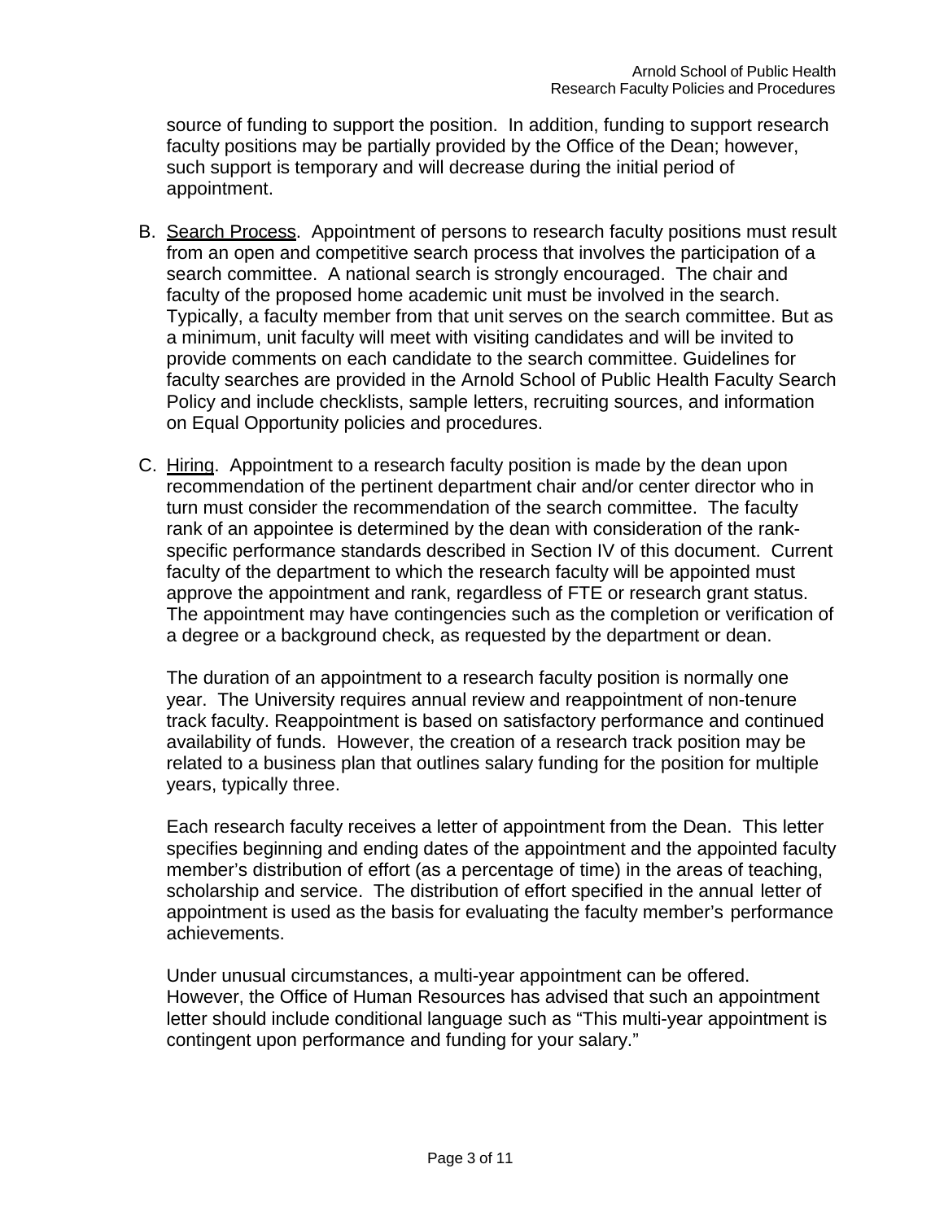source of funding to support the position. In addition, funding to support research faculty positions may be partially provided by the Office of the Dean; however, such support is temporary and will decrease during the initial period of appointment.

B. Search Process. Appointment of persons to research faculty positions must result from an open and competitive search process that involves the participation of a search committee. A national search is strongly encouraged. The chair and faculty of the proposed home academic unit must be involved in the search. Typically, a faculty member from that unit serves on the search committee. But as a minimum, unit faculty will meet with visiting candidates and will be invited to provide comments on each candidate to the search committee. Guidelines for faculty searches are provided in the Arnold School of Public Health Faculty Search Policy and include checklists, sample letters, recruiting sources, and information on Equal Opportunity policies and procedures.

C. Hiring. Appointment to a research faculty position is made by the dean upon recommendation of the pertinent department chair and/or center director who in turn must consider the recommendation of the search committee. The faculty rank of an appointee is determined by the dean with consideration of the rank-specific performance standards described in Section IV of this document. Current faculty of the department to which the research faculty will be appointed must approve the appointment and rank, regardless of FTE or research grant status. The appointment may have contingencies such as the completion or verification of a degree or a background check, as requested by the department or dean.

   The duration of an appointment to a research faculty position is normally one year. The University requires annual review and reappointment of non-tenure track faculty. Reappointment is based on satisfactory performance and continued availability of funds. However, the creation of a research track position may be related to a business plan that outlines salary funding for the position for multiple years, typically three.

   Each research faculty receives a letter of appointment from the Dean. This letter specifies beginning and ending dates of the appointment and the appointed faculty member's distribution of effort (as a percentage of time) in the areas of teaching, scholarship and service. The distribution of effort specified in the annual letter of appointment is used as the basis for evaluating the faculty member's performance achievements.

   Under unusual circumstances, a multi-year appointment can be offered. However, the Office of Human Resources has advised that such an appointment letter should include conditional language such as "This multi-year appointment is contingent upon performance and funding for your salary."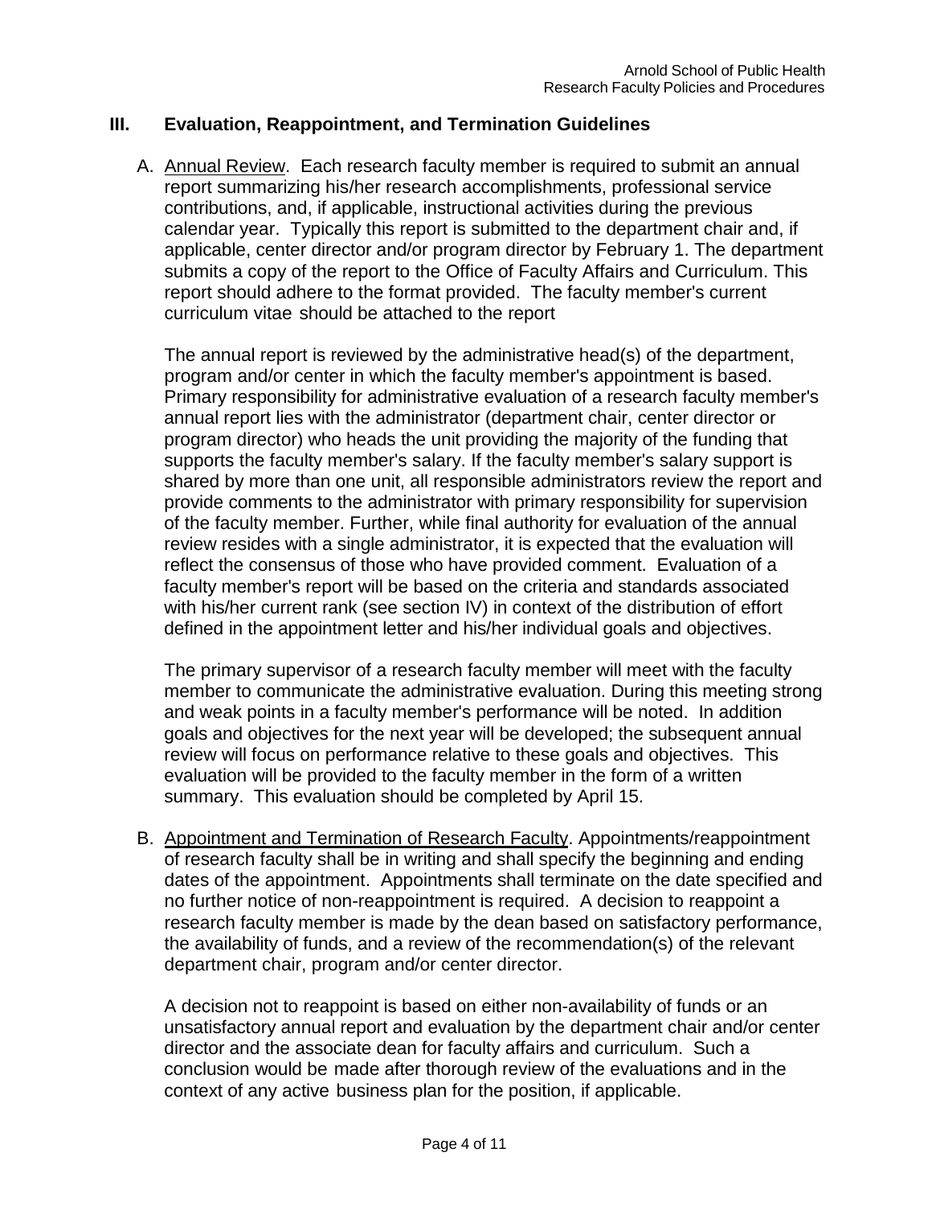## III. Evaluation, Reappointment, and Termination Guidelines

A. Annual Review. Each research faculty member is required to submit an annual report summarizing his/her research accomplishments, professional service contributions, and, if applicable, instructional activities during the previous calendar year. Typically this report is submitted to the department chair and, if applicable, center director and/or program director by February 1. The department submits a copy of the report to the Office of Faculty Affairs and Curriculum. This report should adhere to the format provided. The faculty member's current curriculum vitae should be attached to the report

   The annual report is reviewed by the administrative head(s) of the department, program and/or center in which the faculty member's appointment is based. Primary responsibility for administrative evaluation of a research faculty member's annual report lies with the administrator (department chair, center director or program director) who heads the unit providing the majority of the funding that supports the faculty member's salary. If the faculty member's salary support is shared by more than one unit, all responsible administrators review the report and provide comments to the administrator with primary responsibility for supervision of the faculty member. Further, while final authority for evaluation of the annual review resides with a single administrator, it is expected that the evaluation will reflect the consensus of those who have provided comment. Evaluation of a faculty member's report will be based on the criteria and standards associated with his/her current rank (see section IV) in context of the distribution of effort defined in the appointment letter and his/her individual goals and objectives.

   The primary supervisor of a research faculty member will meet with the faculty member to communicate the administrative evaluation. During this meeting strong and weak points in a faculty member's performance will be noted. In addition goals and objectives for the next year will be developed; the subsequent annual review will focus on performance relative to these goals and objectives. This evaluation will be provided to the faculty member in the form of a written summary. This evaluation should be completed by April 15.

B. Appointment and Termination of Research Faculty. Appointments/reappointment of research faculty shall be in writing and shall specify the beginning and ending dates of the appointment. Appointments shall terminate on the date specified and no further notice of non-reappointment is required. A decision to reappoint a research faculty member is made by the dean based on satisfactory performance, the availability of funds, and a review of the recommendation(s) of the relevant department chair, program and/or center director.

   A decision not to reappoint is based on either non-availability of funds or an unsatisfactory annual report and evaluation by the department chair and/or center director and the associate dean for faculty affairs and curriculum. Such a conclusion would be made after thorough review of the evaluations and in the context of any active business plan for the position, if applicable.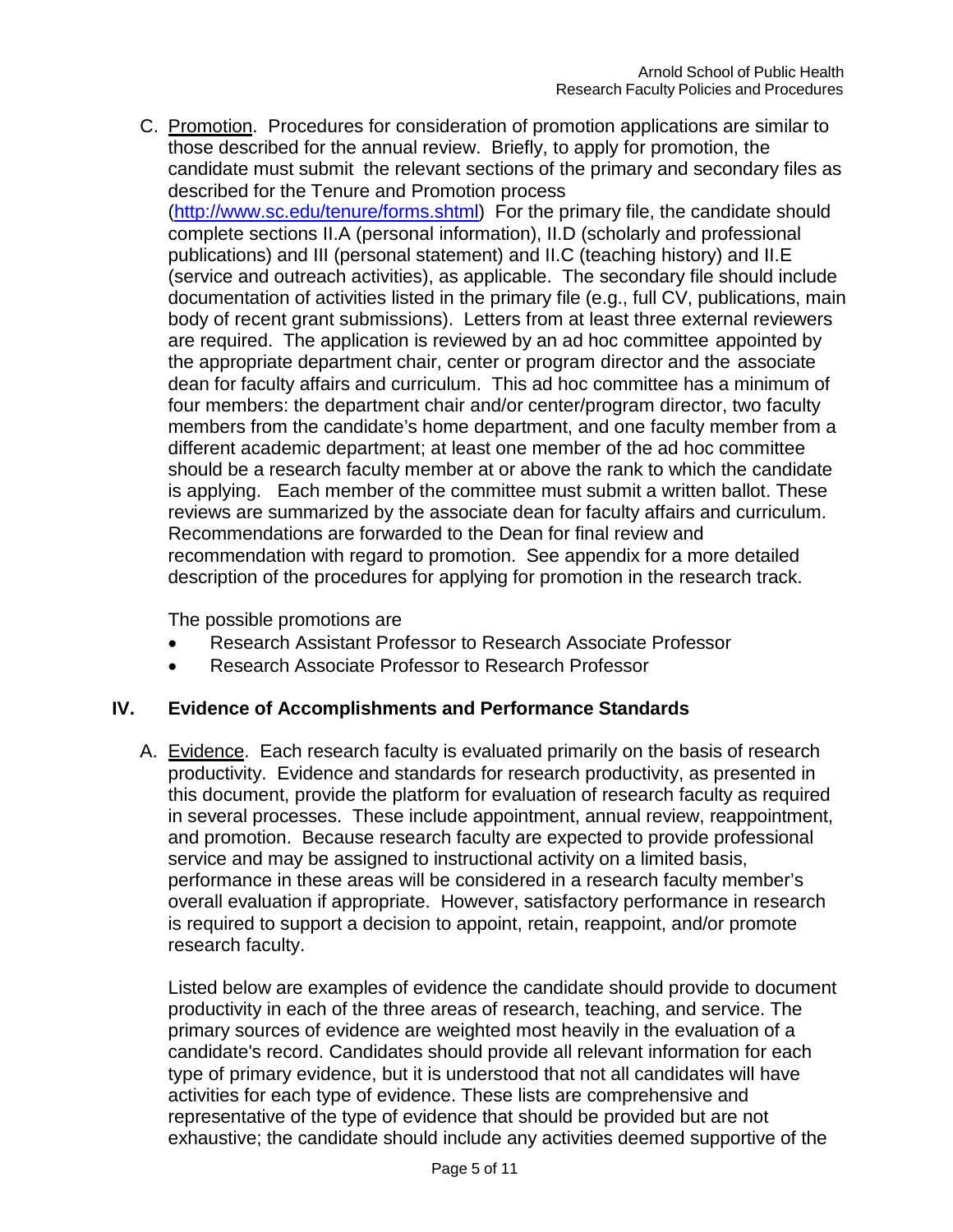C. Promotion. Procedures for consideration of promotion applications are similar to those described for the annual review. Briefly, to apply for promotion, the candidate must submit the relevant sections of the primary and secondary files as described for the Tenure and Promotion process (http://www.sc.edu/tenure/forms.shtml) For the primary file, the candidate should complete sections II.A (personal information), II.D (scholarly and professional publications) and III (personal statement) and II.C (teaching history) and II.E (service and outreach activities), as applicable. The secondary file should include documentation of activities listed in the primary file (e.g., full CV, publications, main body of recent grant submissions). Letters from at least three external reviewers are required. The application is reviewed by an ad hoc committee appointed by the appropriate department chair, center or program director and the associate dean for faculty affairs and curriculum. This ad hoc committee has a minimum of four members: the department chair and/or center/program director, two faculty members from the candidate's home department, and one faculty member from a different academic department; at least one member of the ad hoc committee should be a research faculty member at or above the rank to which the candidate is applying. Each member of the committee must submit a written ballot. These reviews are summarized by the associate dean for faculty affairs and curriculum. Recommendations are forwarded to the Dean for final review and recommendation with regard to promotion. See appendix for a more detailed description of the procedures for applying for promotion in the research track.

The possible promotions are

- Research Assistant Professor to Research Associate Professor
- Research Associate Professor to Research Professor

## IV. Evidence of Accomplishments and Performance Standards

A. Evidence. Each research faculty is evaluated primarily on the basis of research productivity. Evidence and standards for research productivity, as presented in this document, provide the platform for evaluation of research faculty as required in several processes. These include appointment, annual review, reappointment, and promotion. Because research faculty are expected to provide professional service and may be assigned to instructional activity on a limited basis, performance in these areas will be considered in a research faculty member's overall evaluation if appropriate. However, satisfactory performance in research is required to support a decision to appoint, retain, reappoint, and/or promote research faculty.

Listed below are examples of evidence the candidate should provide to document productivity in each of the three areas of research, teaching, and service. The primary sources of evidence are weighted most heavily in the evaluation of a candidate's record. Candidates should provide all relevant information for each type of primary evidence, but it is understood that not all candidates will have activities for each type of evidence. These lists are comprehensive and representative of the type of evidence that should be provided but are not exhaustive; the candidate should include any activities deemed supportive of the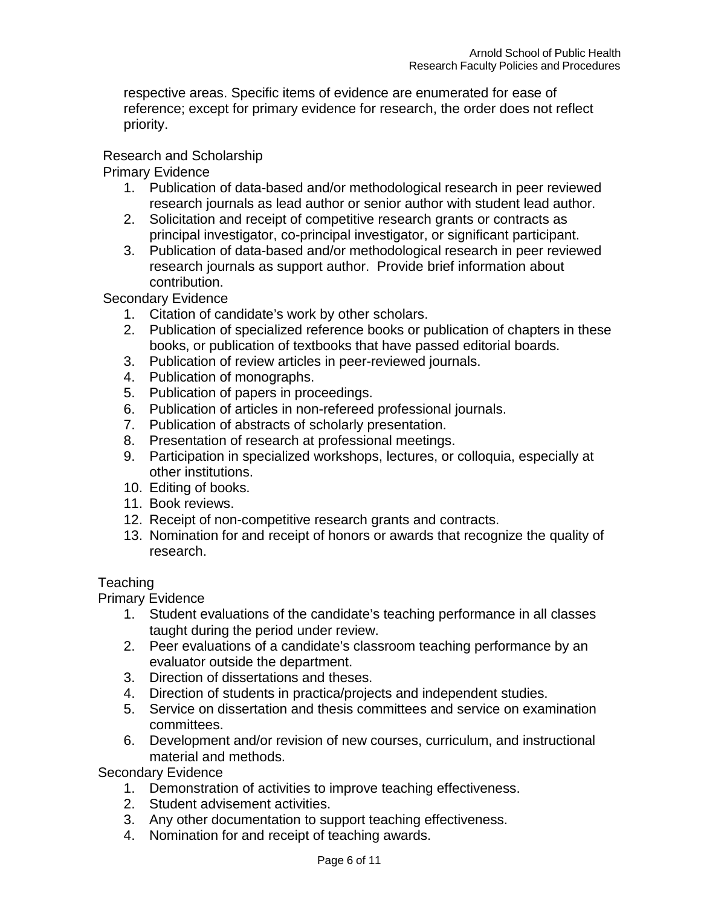respective areas. Specific items of evidence are enumerated for ease of reference; except for primary evidence for research, the order does not reflect priority.

Research and Scholarship

Primary Evidence

1. Publication of data-based and/or methodological research in peer reviewed research journals as lead author or senior author with student lead author.
2. Solicitation and receipt of competitive research grants or contracts as principal investigator, co-principal investigator, or significant participant.
3. Publication of data-based and/or methodological research in peer reviewed research journals as support author. Provide brief information about contribution.

Secondary Evidence

1. Citation of candidate's work by other scholars.
2. Publication of specialized reference books or publication of chapters in these books, or publication of textbooks that have passed editorial boards.
3. Publication of review articles in peer-reviewed journals.
4. Publication of monographs.
5. Publication of papers in proceedings.
6. Publication of articles in non-refereed professional journals.
7. Publication of abstracts of scholarly presentation.
8. Presentation of research at professional meetings.
9. Participation in specialized workshops, lectures, or colloquia, especially at other institutions.
10. Editing of books.
11. Book reviews.
12. Receipt of non-competitive research grants and contracts.
13. Nomination for and receipt of honors or awards that recognize the quality of research.

Teaching

Primary Evidence

1. Student evaluations of the candidate's teaching performance in all classes taught during the period under review.
2. Peer evaluations of a candidate's classroom teaching performance by an evaluator outside the department.
3. Direction of dissertations and theses.
4. Direction of students in practica/projects and independent studies.
5. Service on dissertation and thesis committees and service on examination committees.
6. Development and/or revision of new courses, curriculum, and instructional material and methods.

Secondary Evidence

1. Demonstration of activities to improve teaching effectiveness.
2. Student advisement activities.
3. Any other documentation to support teaching effectiveness.
4. Nomination for and receipt of teaching awards.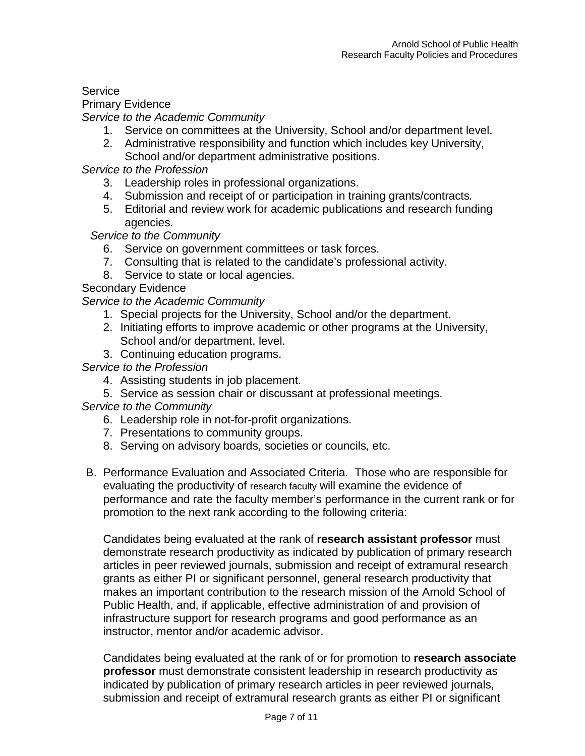Service

Primary Evidence

*Service to the Academic Community*

1. Service on committees at the University, School and/or department level.
2. Administrative responsibility and function which includes key University, School and/or department administrative positions.

*Service to the Profession*

3. Leadership roles in professional organizations.
4. Submission and receipt of or participation in training grants/contracts.
5. Editorial and review work for academic publications and research funding agencies.

*Service to the Community*

6. Service on government committees or task forces.
7. Consulting that is related to the candidate's professional activity.
8. Service to state or local agencies.

Secondary Evidence

*Service to the Academic Community*

1. Special projects for the University, School and/or the department.
2. Initiating efforts to improve academic or other programs at the University, School and/or department, level.
3. Continuing education programs.

*Service to the Profession*

4. Assisting students in job placement.
5. Service as session chair or discussant at professional meetings.

*Service to the Community*

6. Leadership role in not-for-profit organizations.
7. Presentations to community groups.
8. Serving on advisory boards, societies or councils, etc.

B. <u>Performance Evaluation and Associated Criteria</u>. Those who are responsible for evaluating the productivity of research faculty will examine the evidence of performance and rate the faculty member's performance in the current rank or for promotion to the next rank according to the following criteria:

Candidates being evaluated at the rank of **research assistant professor** must demonstrate research productivity as indicated by publication of primary research articles in peer reviewed journals, submission and receipt of extramural research grants as either PI or significant personnel, general research productivity that makes an important contribution to the research mission of the Arnold School of Public Health, and, if applicable, effective administration of and provision of infrastructure support for research programs and good performance as an instructor, mentor and/or academic advisor.

Candidates being evaluated at the rank of or for promotion to **research associate professor** must demonstrate consistent leadership in research productivity as indicated by publication of primary research articles in peer reviewed journals, submission and receipt of extramural research grants as either PI or significant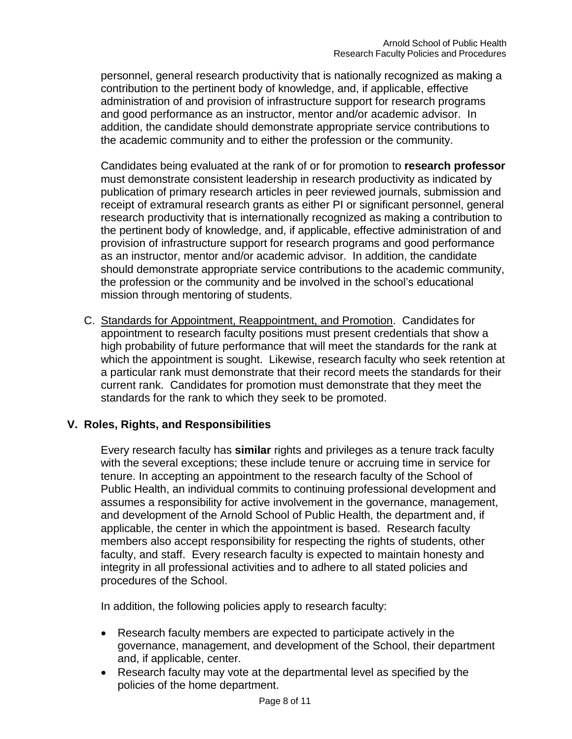personnel, general research productivity that is nationally recognized as making a contribution to the pertinent body of knowledge, and, if applicable, effective administration of and provision of infrastructure support for research programs and good performance as an instructor, mentor and/or academic advisor. In addition, the candidate should demonstrate appropriate service contributions to the academic community and to either the profession or the community.

Candidates being evaluated at the rank of or for promotion to **research professor** must demonstrate consistent leadership in research productivity as indicated by publication of primary research articles in peer reviewed journals, submission and receipt of extramural research grants as either PI or significant personnel, general research productivity that is internationally recognized as making a contribution to the pertinent body of knowledge, and, if applicable, effective administration of and provision of infrastructure support for research programs and good performance as an instructor, mentor and/or academic advisor. In addition, the candidate should demonstrate appropriate service contributions to the academic community, the profession or the community and be involved in the school's educational mission through mentoring of students.

C. Standards for Appointment, Reappointment, and Promotion. Candidates for appointment to research faculty positions must present credentials that show a high probability of future performance that will meet the standards for the rank at which the appointment is sought. Likewise, research faculty who seek retention at a particular rank must demonstrate that their record meets the standards for their current rank. Candidates for promotion must demonstrate that they meet the standards for the rank to which they seek to be promoted.

## V. Roles, Rights, and Responsibilities

Every research faculty has **similar** rights and privileges as a tenure track faculty with the several exceptions; these include tenure or accruing time in service for tenure. In accepting an appointment to the research faculty of the School of Public Health, an individual commits to continuing professional development and assumes a responsibility for active involvement in the governance, management, and development of the Arnold School of Public Health, the department and, if applicable, the center in which the appointment is based. Research faculty members also accept responsibility for respecting the rights of students, other faculty, and staff. Every research faculty is expected to maintain honesty and integrity in all professional activities and to adhere to all stated policies and procedures of the School.

In addition, the following policies apply to research faculty:

- Research faculty members are expected to participate actively in the governance, management, and development of the School, their department and, if applicable, center.
- Research faculty may vote at the departmental level as specified by the policies of the home department.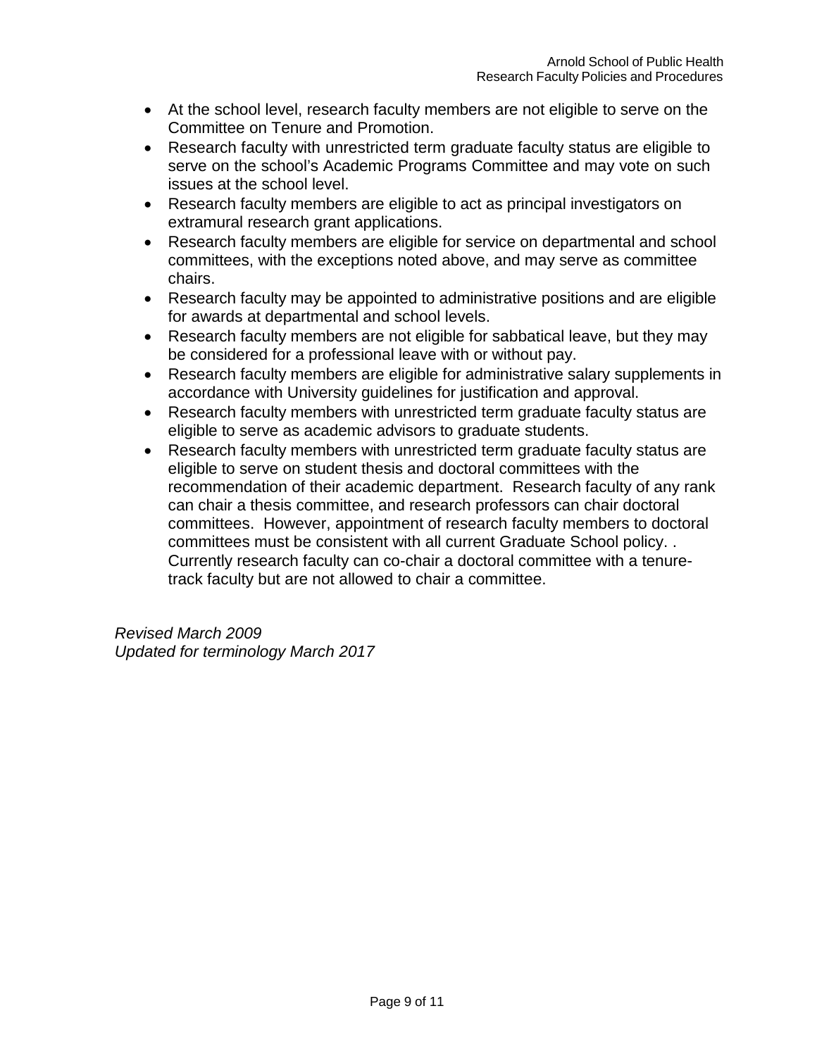- At the school level, research faculty members are not eligible to serve on the Committee on Tenure and Promotion.
- Research faculty with unrestricted term graduate faculty status are eligible to serve on the school's Academic Programs Committee and may vote on such issues at the school level.
- Research faculty members are eligible to act as principal investigators on extramural research grant applications.
- Research faculty members are eligible for service on departmental and school committees, with the exceptions noted above, and may serve as committee chairs.
- Research faculty may be appointed to administrative positions and are eligible for awards at departmental and school levels.
- Research faculty members are not eligible for sabbatical leave, but they may be considered for a professional leave with or without pay.
- Research faculty members are eligible for administrative salary supplements in accordance with University guidelines for justification and approval.
- Research faculty members with unrestricted term graduate faculty status are eligible to serve as academic advisors to graduate students.
- Research faculty members with unrestricted term graduate faculty status are eligible to serve on student thesis and doctoral committees with the recommendation of their academic department. Research faculty of any rank can chair a thesis committee, and research professors can chair doctoral committees. However, appointment of research faculty members to doctoral committees must be consistent with all current Graduate School policy. . Currently research faculty can co-chair a doctoral committee with a tenure-track faculty but are not allowed to chair a committee.

*Revised March 2009*
*Updated for terminology March 2017*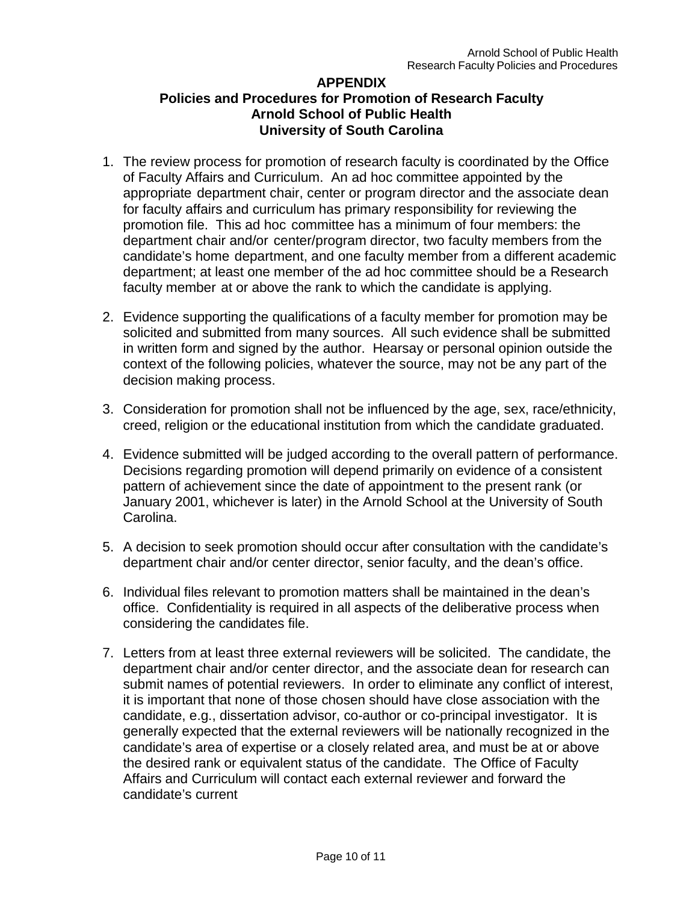# APPENDIX
## Policies and Procedures for Promotion of Research Faculty
## Arnold School of Public Health
## University of South Carolina

1. The review process for promotion of research faculty is coordinated by the Office of Faculty Affairs and Curriculum. An ad hoc committee appointed by the appropriate department chair, center or program director and the associate dean for faculty affairs and curriculum has primary responsibility for reviewing the promotion file. This ad hoc committee has a minimum of four members: the department chair and/or center/program director, two faculty members from the candidate's home department, and one faculty member from a different academic department; at least one member of the ad hoc committee should be a Research faculty member at or above the rank to which the candidate is applying.

2. Evidence supporting the qualifications of a faculty member for promotion may be solicited and submitted from many sources. All such evidence shall be submitted in written form and signed by the author. Hearsay or personal opinion outside the context of the following policies, whatever the source, may not be any part of the decision making process.

3. Consideration for promotion shall not be influenced by the age, sex, race/ethnicity, creed, religion or the educational institution from which the candidate graduated.

4. Evidence submitted will be judged according to the overall pattern of performance. Decisions regarding promotion will depend primarily on evidence of a consistent pattern of achievement since the date of appointment to the present rank (or January 2001, whichever is later) in the Arnold School at the University of South Carolina.

5. A decision to seek promotion should occur after consultation with the candidate's department chair and/or center director, senior faculty, and the dean's office.

6. Individual files relevant to promotion matters shall be maintained in the dean's office. Confidentiality is required in all aspects of the deliberative process when considering the candidates file.

7. Letters from at least three external reviewers will be solicited. The candidate, the department chair and/or center director, and the associate dean for research can submit names of potential reviewers. In order to eliminate any conflict of interest, it is important that none of those chosen should have close association with the candidate, e.g., dissertation advisor, co-author or co-principal investigator. It is generally expected that the external reviewers will be nationally recognized in the candidate's area of expertise or a closely related area, and must be at or above the desired rank or equivalent status of the candidate. The Office of Faculty Affairs and Curriculum will contact each external reviewer and forward the candidate's current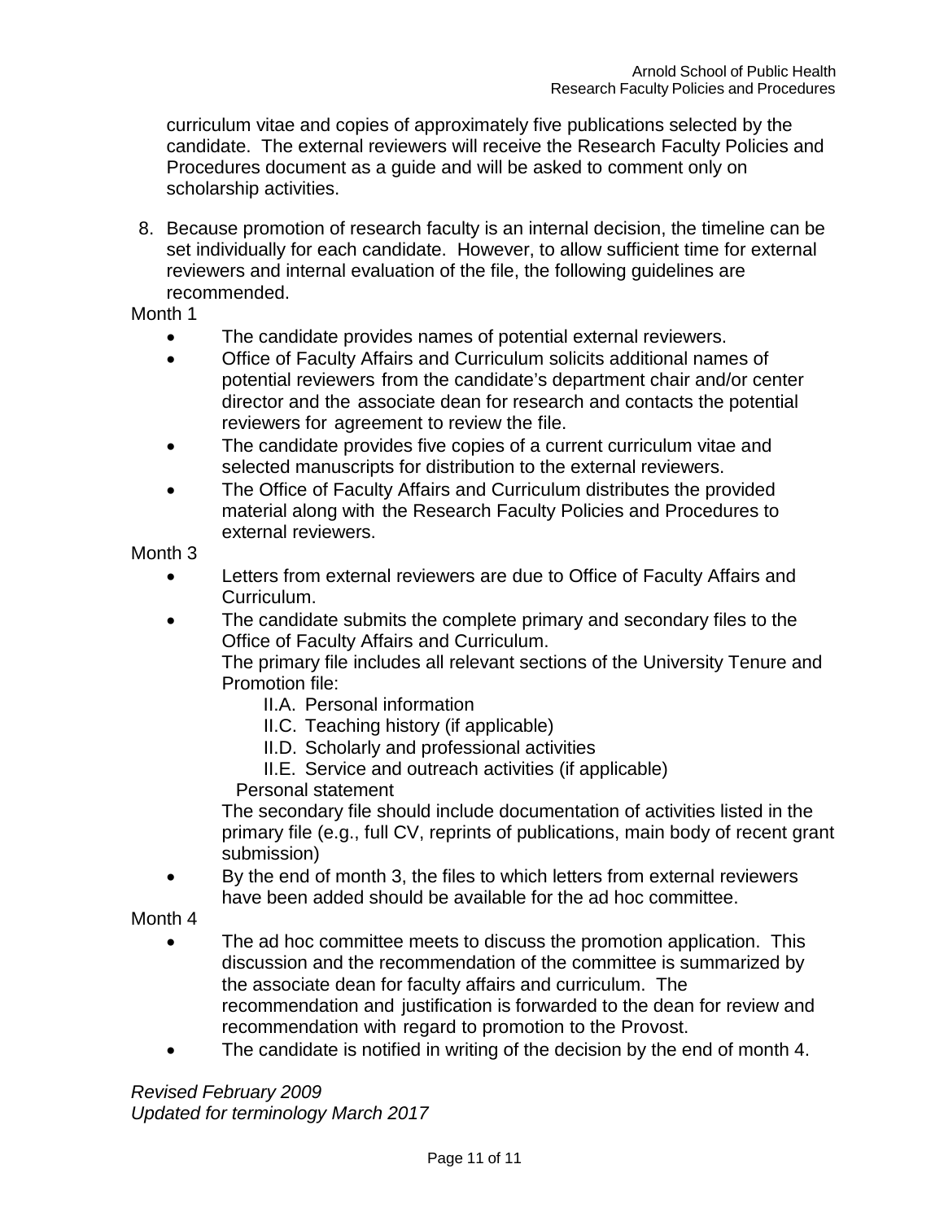curriculum vitae and copies of approximately five publications selected by the candidate. The external reviewers will receive the Research Faculty Policies and Procedures document as a guide and will be asked to comment only on scholarship activities.

8. Because promotion of research faculty is an internal decision, the timeline can be set individually for each candidate. However, to allow sufficient time for external reviewers and internal evaluation of the file, the following guidelines are recommended.

Month 1

- The candidate provides names of potential external reviewers.
- Office of Faculty Affairs and Curriculum solicits additional names of potential reviewers from the candidate's department chair and/or center director and the associate dean for research and contacts the potential reviewers for agreement to review the file.
- The candidate provides five copies of a current curriculum vitae and selected manuscripts for distribution to the external reviewers.
- The Office of Faculty Affairs and Curriculum distributes the provided material along with the Research Faculty Policies and Procedures to external reviewers.

Month 3

- Letters from external reviewers are due to Office of Faculty Affairs and Curriculum.
- The candidate submits the complete primary and secondary files to the Office of Faculty Affairs and Curriculum.
  The primary file includes all relevant sections of the University Tenure and Promotion file:
  - II.A. Personal information
  - II.C. Teaching history (if applicable)
  - II.D. Scholarly and professional activities
  - II.E. Service and outreach activities (if applicable)
  - Personal statement

  The secondary file should include documentation of activities listed in the primary file (e.g., full CV, reprints of publications, main body of recent grant submission)
- By the end of month 3, the files to which letters from external reviewers have been added should be available for the ad hoc committee.

Month 4

- The ad hoc committee meets to discuss the promotion application. This discussion and the recommendation of the committee is summarized by the associate dean for faculty affairs and curriculum. The recommendation and justification is forwarded to the dean for review and recommendation with regard to promotion to the Provost.
- The candidate is notified in writing of the decision by the end of month 4.

*Revised February 2009*
*Updated for terminology March 2017*